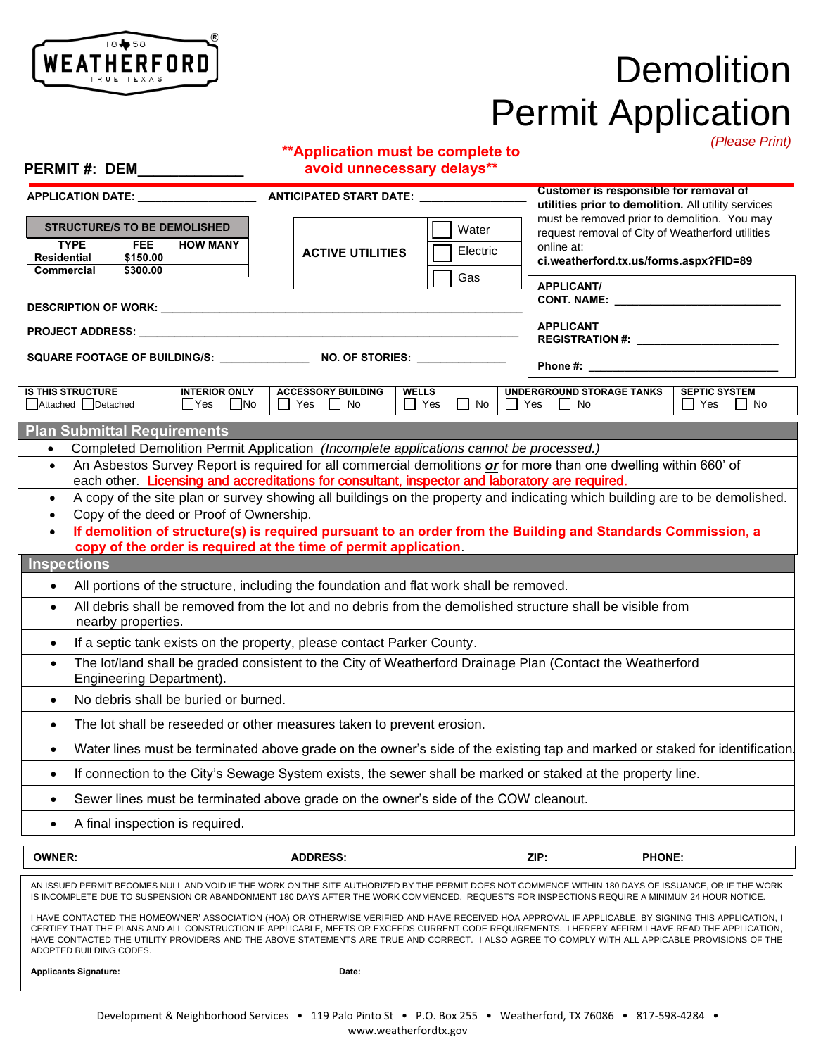WEATHERFORD 1858 TRUE TEXAS

# Demolition Permit Application

*(Please Print)*

**PERMIT #: DEM\_\_\_\_\_\_\_\_\_\_\_\_**

**\*\*Application must be complete to avoid unnecessary delays\*\***

**APPLICATION DATE:** \_\_\_\_\_\_\_\_\_\_\_\_\_\_\_\_ **ANTICIPATED START DATE:** \_\_\_\_\_\_\_\_\_\_\_\_\_\_\_\_

**Customer is responsible for removal of utilities prior to demolition.** All utility services must be removed prior to demolition. You may request removal of City of Weatherford utilities online at: **ci.weatherford.tx.us/forms.aspx?FID=89**

| STRUCTURE/S TO BE DEMOLISHED | | |
|---|---|---|
| TYPE | FEE | HOW MANY |
| Residential | $150.00 | |
| Commercial | $300.00 | |

**ACTIVE UTILITIES**
- ☐ Water
- ☐ Electric
- ☐ Gas

**APPLICANT/ CONT. NAME:** \_\_\_\_\_\_\_\_\_\_\_\_\_\_\_\_\_\_\_\_\_\_\_\_

**APPLICANT REGISTRATION #:** \_\_\_\_\_\_\_\_\_\_\_\_\_\_\_\_\_\_\_\_

**Phone #:** \_\_\_\_\_\_\_\_\_\_\_\_\_\_\_\_\_\_\_\_\_\_\_\_

**DESCRIPTION OF WORK:** \_\_\_\_\_\_\_\_\_\_\_\_\_\_\_\_\_\_\_\_\_\_\_\_\_\_\_\_\_\_\_\_\_\_\_\_\_\_\_\_

**PROJECT ADDRESS:** \_\_\_\_\_\_\_\_\_\_\_\_\_\_\_\_\_\_\_\_\_\_\_\_\_\_\_\_\_\_\_\_\_\_\_\_\_\_\_\_

**SQUARE FOOTAGE OF BUILDING/S:** \_\_\_\_\_\_\_\_\_\_\_\_ **NO. OF STORIES:** \_\_\_\_\_\_\_\_\_\_\_\_

| IS THIS STRUCTURE | INTERIOR ONLY | ACCESSORY BUILDING | WELLS | UNDERGROUND STORAGE TANKS | SEPTIC SYSTEM |
|---|---|---|---|---|---|
| ☐ Attached ☐ Detached | ☐ Yes ☐ No | ☐ Yes ☐ No | ☐ Yes ☐ No | ☐ Yes ☐ No | ☐ Yes ☐ No |

## Plan Submittal Requirements

- Completed Demolition Permit Application *(Incomplete applications cannot be processed.)*
- An Asbestos Survey Report is required for all commercial demolitions ***or*** for more than one dwelling within 660' of each other. **Licensing and accreditations for consultant, inspector and laboratory are required.**
- A copy of the site plan or survey showing all buildings on the property and indicating which building are to be demolished.
- Copy of the deed or Proof of Ownership.
- **If demolition of structure(s) is required pursuant to an order from the Building and Standards Commission, a copy of the order is required at the time of permit application.**

## Inspections

- All portions of the structure, including the foundation and flat work shall be removed.
- All debris shall be removed from the lot and no debris from the demolished structure shall be visible from nearby properties.
- If a septic tank exists on the property, please contact Parker County.
- The lot/land shall be graded consistent to the City of Weatherford Drainage Plan (Contact the Weatherford Engineering Department).
- No debris shall be buried or burned.
- The lot shall be reseeded or other measures taken to prevent erosion.
- Water lines must be terminated above grade on the owner's side of the existing tap and marked or staked for identification.
- If connection to the City's Sewage System exists, the sewer shall be marked or staked at the property line.
- Sewer lines must be terminated above grade on the owner's side of the COW cleanout.
- A final inspection is required.

| OWNER: | ADDRESS: | ZIP: | PHONE: |
|---|---|---|---|
| | | | |

AN ISSUED PERMIT BECOMES NULL AND VOID IF THE WORK ON THE SITE AUTHORIZED BY THE PERMIT DOES NOT COMMENCE WITHIN 180 DAYS OF ISSUANCE, OR IF THE WORK IS INCOMPLETE DUE TO SUSPENSION OR ABANDONMENT 180 DAYS AFTER THE WORK COMMENCED. REQUESTS FOR INSPECTIONS REQUIRE A MINIMUM 24 HOUR NOTICE.

I HAVE CONTACTED THE HOMEOWNER' ASSOCIATION (HOA) OR OTHERWISE VERIFIED AND HAVE RECEIVED HOA APPROVAL IF APPLICABLE. BY SIGNING THIS APPLICATION, I CERTIFY THAT THE PLANS AND ALL CONSTRUCTION IF APPLICABLE, MEETS OR EXCEEDS CURRENT CODE REQUIREMENTS. I HEREBY AFFIRM I HAVE READ THE APPLICATION, HAVE CONTACTED THE UTILITY PROVIDERS AND THE ABOVE STATEMENTS ARE TRUE AND CORRECT. I ALSO AGREE TO COMPLY WITH ALL APPICABLE PROVISIONS OF THE ADOPTED BUILDING CODES.

**Applicants Signature:** **Date:**

Development & Neighborhood Services • 119 Palo Pinto St • P.O. Box 255 • Weatherford, TX 76086 • 817-598-4284 • www.weatherfordtx.gov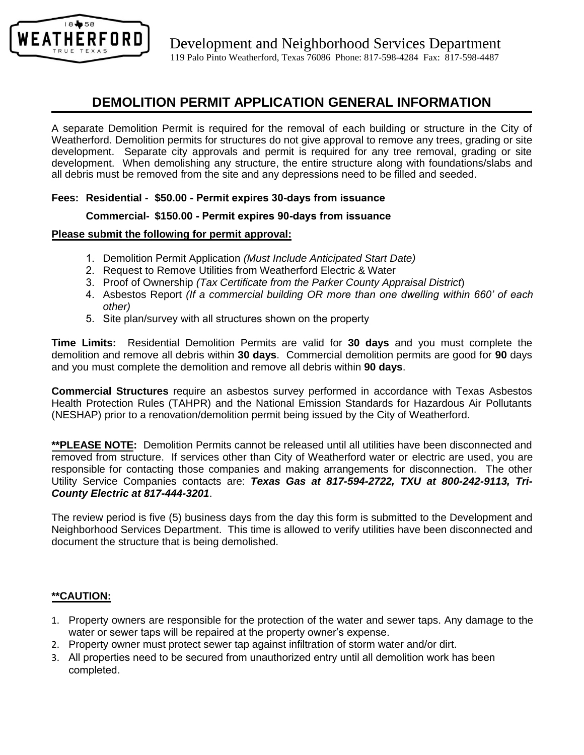Development and Neighborhood Services Department

119 Palo Pinto Weatherford, Texas 76086 Phone: 817-598-4284 Fax: 817-598-4487

# DEMOLITION PERMIT APPLICATION GENERAL INFORMATION

A separate Demolition Permit is required for the removal of each building or structure in the City of Weatherford. Demolition permits for structures do not give approval to remove any trees, grading or site development. Separate city approvals and permit is required for any tree removal, grading or site development. When demolishing any structure, the entire structure along with foundations/slabs and all debris must be removed from the site and any depressions need to be filled and seeded.

**Fees: Residential - $50.00 - Permit expires 30-days from issuance**

**Commercial- $150.00 - Permit expires 90-days from issuance**

**Please submit the following for permit approval:**

1. Demolition Permit Application *(Must Include Anticipated Start Date)*
2. Request to Remove Utilities from Weatherford Electric & Water
3. Proof of Ownership *(Tax Certificate from the Parker County Appraisal District*)
4. Asbestos Report *(If a commercial building OR more than one dwelling within 660' of each other)*
5. Site plan/survey with all structures shown on the property

**Time Limits:** Residential Demolition Permits are valid for **30 days** and you must complete the demolition and remove all debris within **30 days**. Commercial demolition permits are good for **90** days and you must complete the demolition and remove all debris within **90 days**.

**Commercial Structures** require an asbestos survey performed in accordance with Texas Asbestos Health Protection Rules (TAHPR) and the National Emission Standards for Hazardous Air Pollutants (NESHAP) prior to a renovation/demolition permit being issued by the City of Weatherford.

****PLEASE NOTE:** Demolition Permits cannot be released until all utilities have been disconnected and removed from structure. If services other than City of Weatherford water or electric are used, you are responsible for contacting those companies and making arrangements for disconnection. The other Utility Service Companies contacts are: ***Texas Gas at 817-594-2722, TXU at 800-242-9113, Tri-County Electric at 817-444-3201***.

The review period is five (5) business days from the day this form is submitted to the Development and Neighborhood Services Department. This time is allowed to verify utilities have been disconnected and document the structure that is being demolished.

****CAUTION:**

1. Property owners are responsible for the protection of the water and sewer taps. Any damage to the water or sewer taps will be repaired at the property owner's expense.
2. Property owner must protect sewer tap against infiltration of storm water and/or dirt.
3. All properties need to be secured from unauthorized entry until all demolition work has been completed.